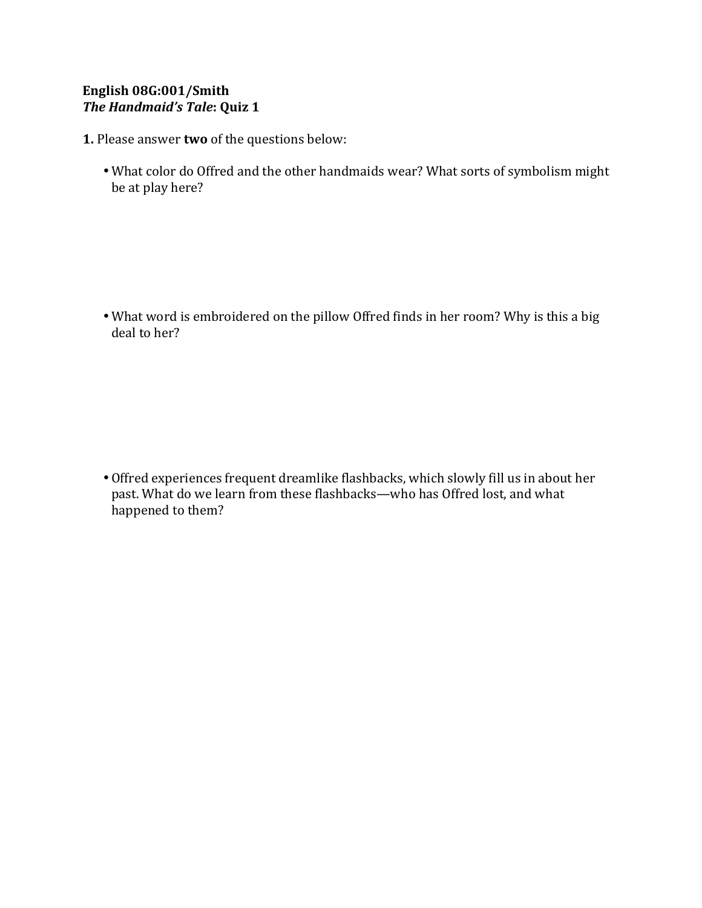**English 08G:001/Smith**
***The Handmaid's Tale*: Quiz 1**

**1.** Please answer **two** of the questions below:

- What color do Offred and the other handmaids wear? What sorts of symbolism might be at play here?

- What word is embroidered on the pillow Offred finds in her room? Why is this a big deal to her?

- Offred experiences frequent dreamlike flashbacks, which slowly fill us in about her past. What do we learn from these flashbacks—who has Offred lost, and what happened to them?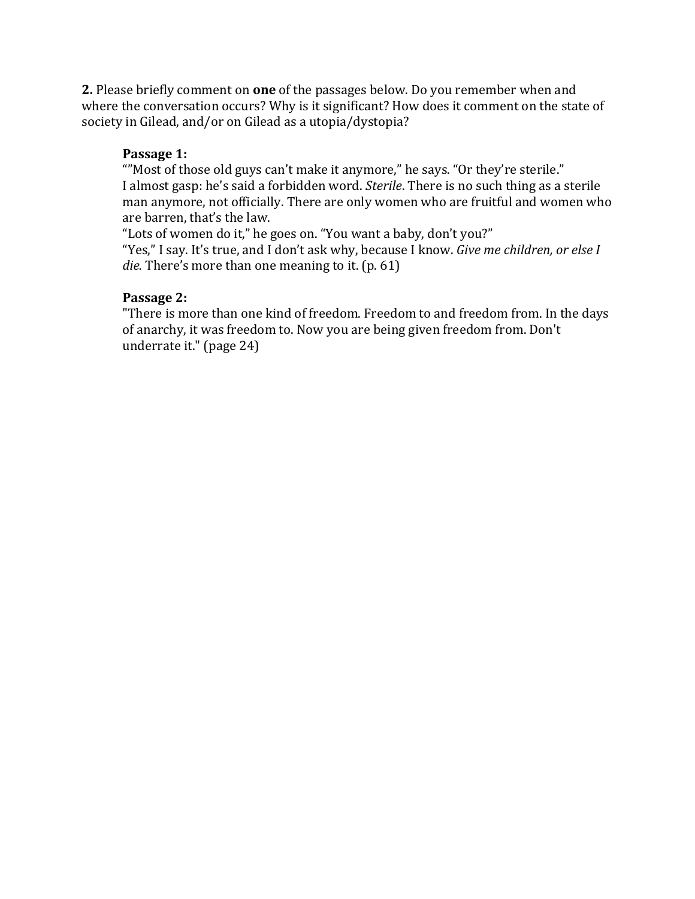**2.** Please briefly comment on **one** of the passages below. Do you remember when and where the conversation occurs? Why is it significant? How does it comment on the state of society in Gilead, and/or on Gilead as a utopia/dystopia?

> **Passage 1:**
> ""Most of those old guys can't make it anymore," he says. "Or they're sterile."
> I almost gasp: he's said a forbidden word. *Sterile*. There is no such thing as a sterile man anymore, not officially. There are only women who are fruitful and women who are barren, that's the law.
> "Lots of women do it," he goes on. "You want a baby, don't you?"
> "Yes," I say. It's true, and I don't ask why, because I know. *Give me children, or else I die.* There's more than one meaning to it. (p. 61)
>
> **Passage 2:**
> "There is more than one kind of freedom. Freedom to and freedom from. In the days of anarchy, it was freedom to. Now you are being given freedom from. Don't underrate it." (page 24)